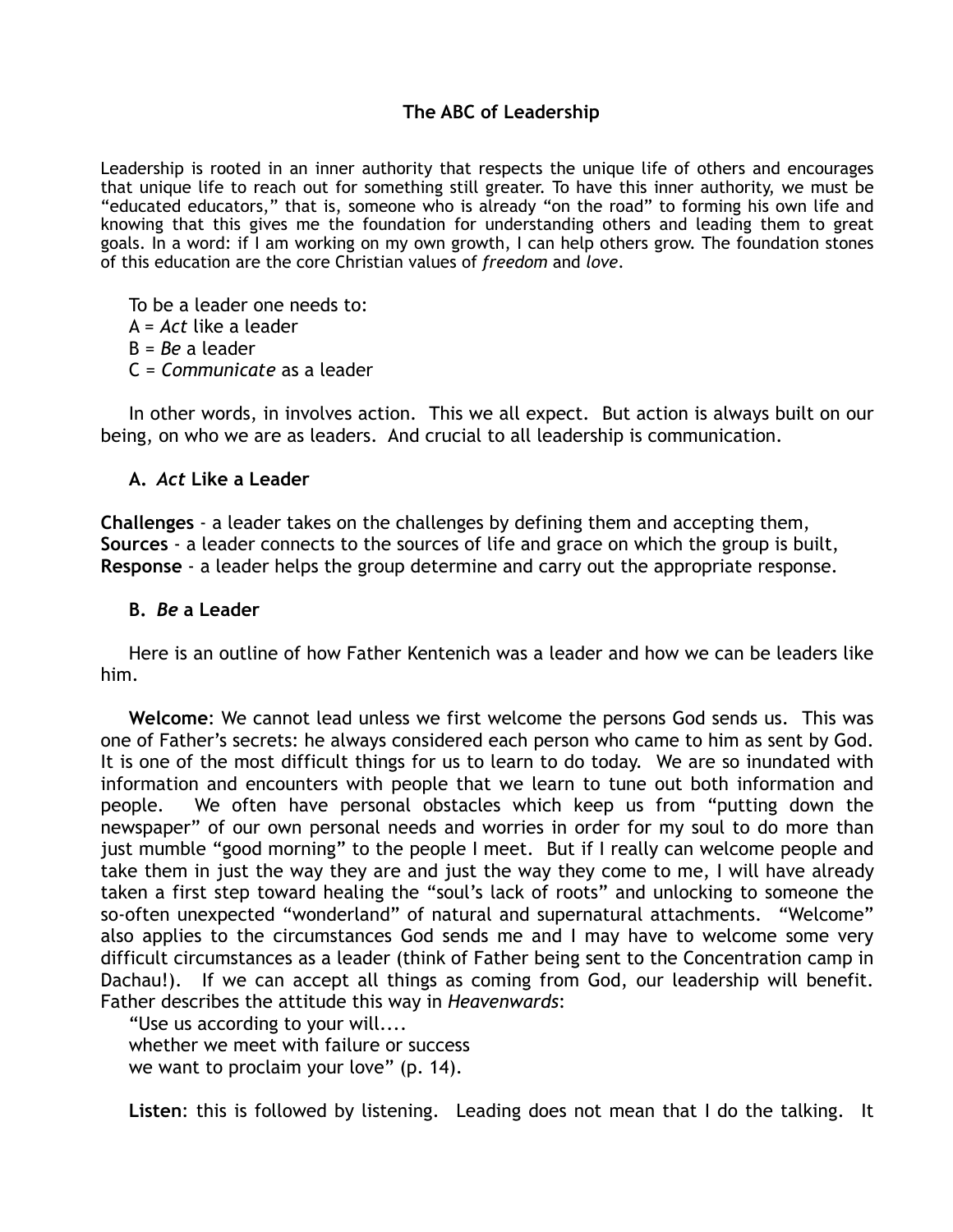# The ABC of Leadership

Leadership is rooted in an inner authority that respects the unique life of others and encourages that unique life to reach out for something still greater. To have this inner authority, we must be "educated educators," that is, someone who is already "on the road" to forming his own life and knowing that this gives me the foundation for understanding others and leading them to great goals. In a word: if I am working on my own growth, I can help others grow. The foundation stones of this education are the core Christian values of *freedom* and *love*.

To be a leader one needs to:
A = *Act* like a leader
B = *Be* a leader
C = *Communicate* as a leader

In other words, in involves action. This we all expect. But action is always built on our being, on who we are as leaders. And crucial to all leadership is communication.

## A. *Act* Like a Leader

**Challenges** - a leader takes on the challenges by defining them and accepting them,
**Sources** - a leader connects to the sources of life and grace on which the group is built,
**Response** - a leader helps the group determine and carry out the appropriate response.

## B. *Be* a Leader

Here is an outline of how Father Kentenich was a leader and how we can be leaders like him.

**Welcome**: We cannot lead unless we first welcome the persons God sends us. This was one of Father's secrets: he always considered each person who came to him as sent by God. It is one of the most difficult things for us to learn to do today. We are so inundated with information and encounters with people that we learn to tune out both information and people. We often have personal obstacles which keep us from "putting down the newspaper" of our own personal needs and worries in order for my soul to do more than just mumble "good morning" to the people I meet. But if I really can welcome people and take them in just the way they are and just the way they come to me, I will have already taken a first step toward healing the "soul's lack of roots" and unlocking to someone the so-often unexpected "wonderland" of natural and supernatural attachments. "Welcome" also applies to the circumstances God sends me and I may have to welcome some very difficult circumstances as a leader (think of Father being sent to the Concentration camp in Dachau!). If we can accept all things as coming from God, our leadership will benefit. Father describes the attitude this way in *Heavenwards*:

"Use us according to your will....
whether we meet with failure or success
we want to proclaim your love" (p. 14).

**Listen**: this is followed by listening. Leading does not mean that I do the talking. It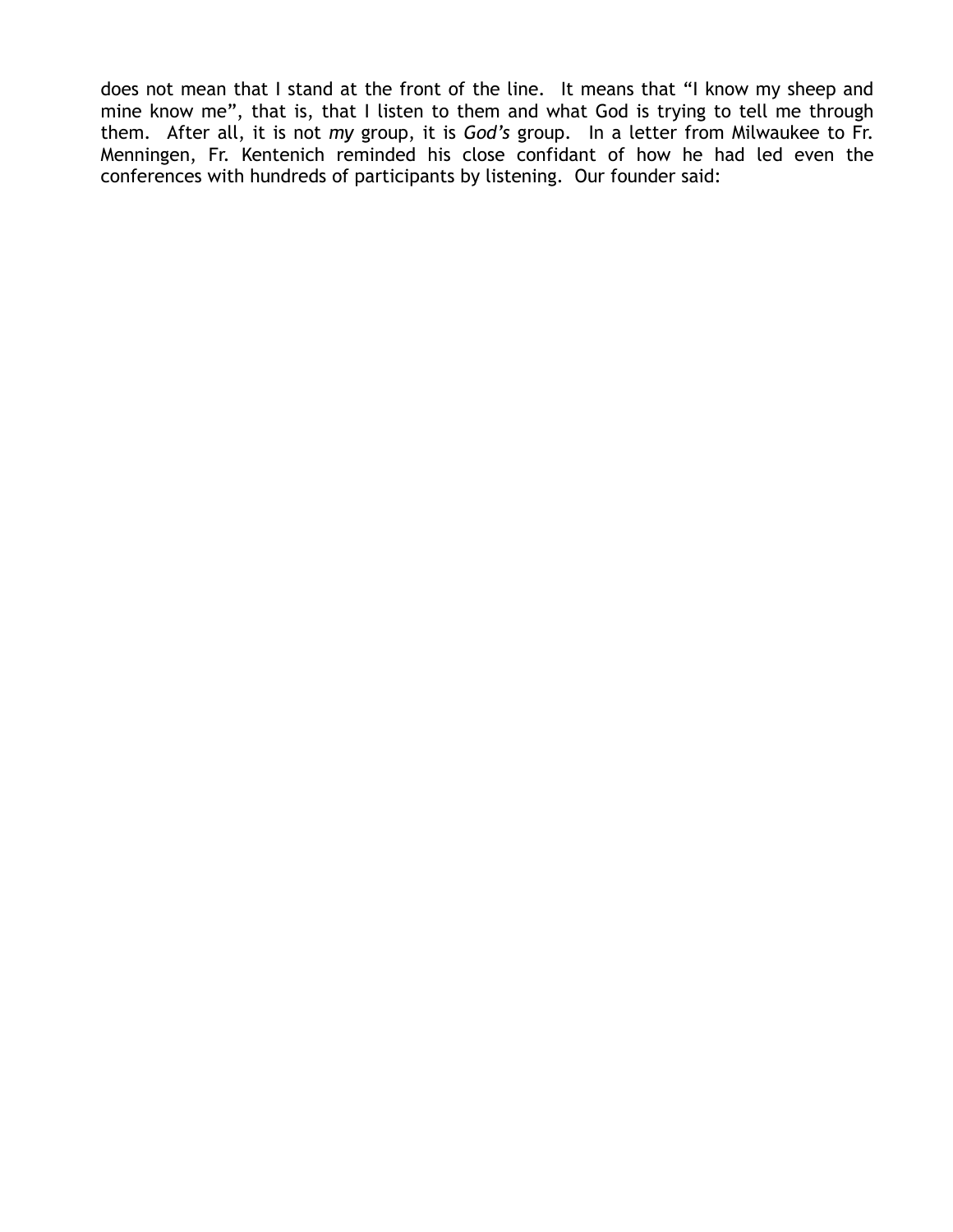does not mean that I stand at the front of the line. It means that "I know my sheep and mine know me", that is, that I listen to them and what God is trying to tell me through them. After all, it is not *my* group, it is *God's* group. In a letter from Milwaukee to Fr. Menningen, Fr. Kentenich reminded his close confidant of how he had led even the conferences with hundreds of participants by listening. Our founder said: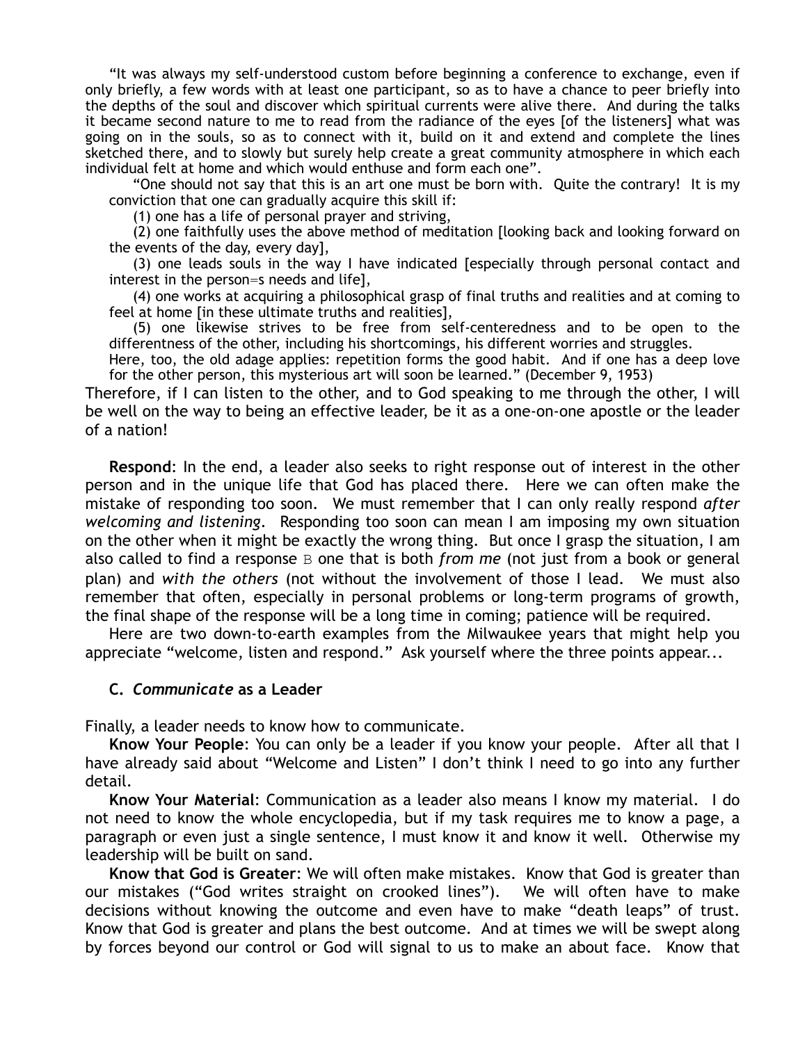"It was always my self-understood custom before beginning a conference to exchange, even if only briefly, a few words with at least one participant, so as to have a chance to peer briefly into the depths of the soul and discover which spiritual currents were alive there. And during the talks it became second nature to me to read from the radiance of the eyes [of the listeners] what was going on in the souls, so as to connect with it, build on it and extend and complete the lines sketched there, and to slowly but surely help create a great community atmosphere in which each individual felt at home and which would enthuse and form each one".

> "One should not say that this is an art one must be born with. Quite the contrary! It is my conviction that one can gradually acquire this skill if:
>
> (1) one has a life of personal prayer and striving,
>
> (2) one faithfully uses the above method of meditation [looking back and looking forward on the events of the day, every day],
>
> (3) one leads souls in the way I have indicated [especially through personal contact and interest in the person=s needs and life],
>
> (4) one works at acquiring a philosophical grasp of final truths and realities and at coming to feel at home [in these ultimate truths and realities],
>
> (5) one likewise strives to be free from self-centeredness and to be open to the differentness of the other, including his shortcomings, his different worries and struggles.
>
> Here, too, the old adage applies: repetition forms the good habit. And if one has a deep love for the other person, this mysterious art will soon be learned." (December 9, 1953)

Therefore, if I can listen to the other, and to God speaking to me through the other, I will be well on the way to being an effective leader, be it as a one-on-one apostle or the leader of a nation!

**Respond**: In the end, a leader also seeks to right response out of interest in the other person and in the unique life that God has placed there. Here we can often make the mistake of responding too soon. We must remember that I can only really respond *after welcoming and listening*. Responding too soon can mean I am imposing my own situation on the other when it might be exactly the wrong thing. But once I grasp the situation, I am also called to find a response B one that is both *from me* (not just from a book or general plan) and *with the others* (not without the involvement of those I lead. We must also remember that often, especially in personal problems or long-term programs of growth, the final shape of the response will be a long time in coming; patience will be required.

Here are two down-to-earth examples from the Milwaukee years that might help you appreciate "welcome, listen and respond." Ask yourself where the three points appear...

### C. *Communicate* as a Leader

Finally, a leader needs to know how to communicate.

**Know Your People**: You can only be a leader if you know your people. After all that I have already said about "Welcome and Listen" I don't think I need to go into any further detail.

**Know Your Material**: Communication as a leader also means I know my material. I do not need to know the whole encyclopedia, but if my task requires me to know a page, a paragraph or even just a single sentence, I must know it and know it well. Otherwise my leadership will be built on sand.

**Know that God is Greater**: We will often make mistakes. Know that God is greater than our mistakes ("God writes straight on crooked lines"). We will often have to make decisions without knowing the outcome and even have to make "death leaps" of trust. Know that God is greater and plans the best outcome. And at times we will be swept along by forces beyond our control or God will signal to us to make an about face. Know that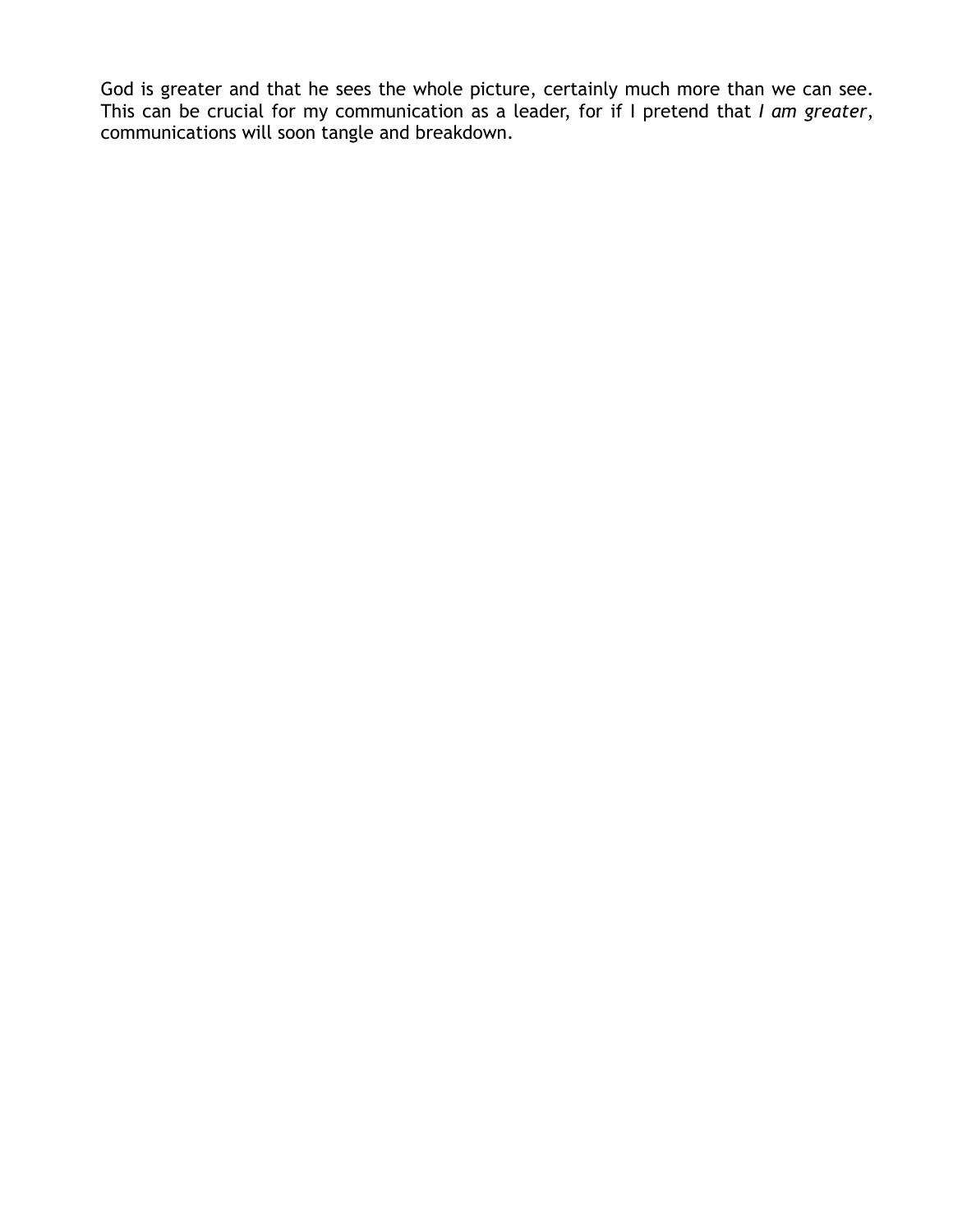God is greater and that he sees the whole picture, certainly much more than we can see. This can be crucial for my communication as a leader, for if I pretend that *I am greater*, communications will soon tangle and breakdown.